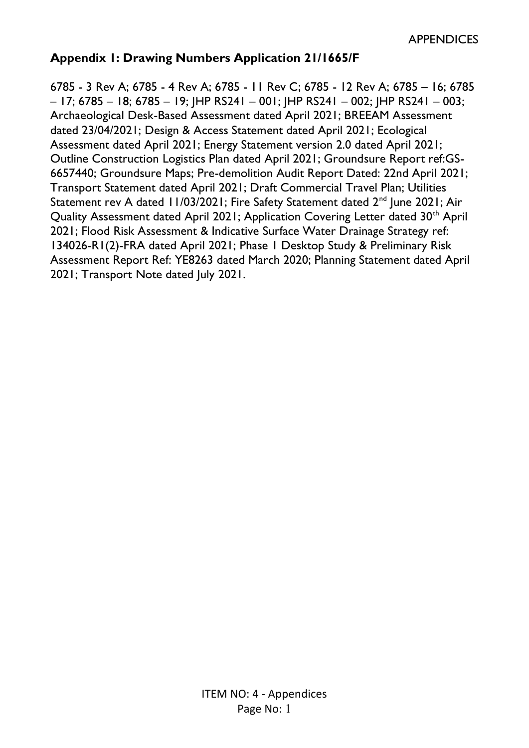## Appendix 1: Drawing Numbers Application 21/1665/F

6785 - 3 Rev A; 6785 - 4 Rev A; 6785 - 11 Rev C; 6785 - 12 Rev A; 6785 – 16; 6785 – 17; 6785 – 18; 6785 – 19; JHP RS241 – 001; JHP RS241 – 002; JHP RS241 – 003; Archaeological Desk-Based Assessment dated April 2021; BREEAM Assessment dated 23/04/2021; Design & Access Statement dated April 2021; Ecological Assessment dated April 2021; Energy Statement version 2.0 dated April 2021; Outline Construction Logistics Plan dated April 2021; Groundsure Report ref:GS-6657440; Groundsure Maps; Pre-demolition Audit Report Dated: 22nd April 2021; Transport Statement dated April 2021; Draft Commercial Travel Plan; Utilities Statement rev A dated 11/03/2021; Fire Safety Statement dated 2nd June 2021; Air Quality Assessment dated April 2021; Application Covering Letter dated 30th April 2021; Flood Risk Assessment & Indicative Surface Water Drainage Strategy ref: 134026-R1(2)-FRA dated April 2021; Phase 1 Desktop Study & Preliminary Risk Assessment Report Ref: YE8263 dated March 2020; Planning Statement dated April 2021; Transport Note dated July 2021.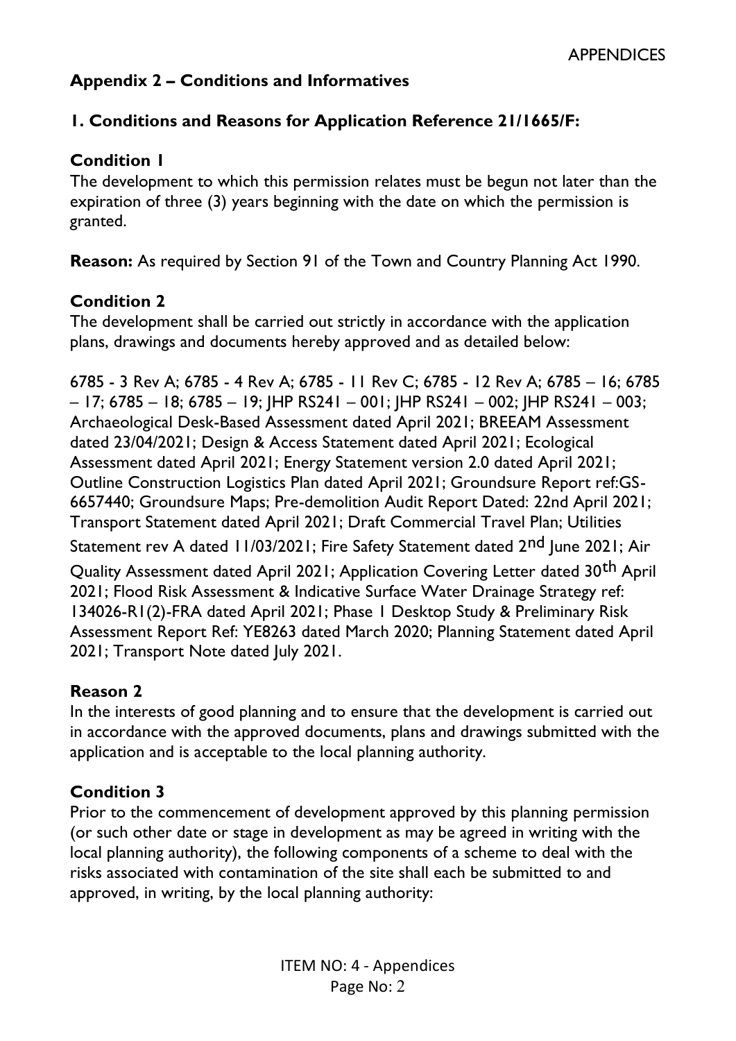## Appendix 2 – Conditions and Informatives

### 1. Conditions and Reasons for Application Reference 21/1665/F:

**Condition 1**

The development to which this permission relates must be begun not later than the expiration of three (3) years beginning with the date on which the permission is granted.

**Reason:** As required by Section 91 of the Town and Country Planning Act 1990.

**Condition 2**

The development shall be carried out strictly in accordance with the application plans, drawings and documents hereby approved and as detailed below:

6785 - 3 Rev A; 6785 - 4 Rev A; 6785 - 11 Rev C; 6785 - 12 Rev A; 6785 – 16; 6785 – 17; 6785 – 18; 6785 – 19; JHP RS241 – 001; JHP RS241 – 002; JHP RS241 – 003; Archaeological Desk-Based Assessment dated April 2021; BREEAM Assessment dated 23/04/2021; Design & Access Statement dated April 2021; Ecological Assessment dated April 2021; Energy Statement version 2.0 dated April 2021; Outline Construction Logistics Plan dated April 2021; Groundsure Report ref:GS-6657440; Groundsure Maps; Pre-demolition Audit Report Dated: 22nd April 2021; Transport Statement dated April 2021; Draft Commercial Travel Plan; Utilities Statement rev A dated 11/03/2021; Fire Safety Statement dated 2nd June 2021; Air Quality Assessment dated April 2021; Application Covering Letter dated 30th April 2021; Flood Risk Assessment & Indicative Surface Water Drainage Strategy ref: 134026-R1(2)-FRA dated April 2021; Phase 1 Desktop Study & Preliminary Risk Assessment Report Ref: YE8263 dated March 2020; Planning Statement dated April 2021; Transport Note dated July 2021.

**Reason 2**

In the interests of good planning and to ensure that the development is carried out in accordance with the approved documents, plans and drawings submitted with the application and is acceptable to the local planning authority.

**Condition 3**

Prior to the commencement of development approved by this planning permission (or such other date or stage in development as may be agreed in writing with the local planning authority), the following components of a scheme to deal with the risks associated with contamination of the site shall each be submitted to and approved, in writing, by the local planning authority: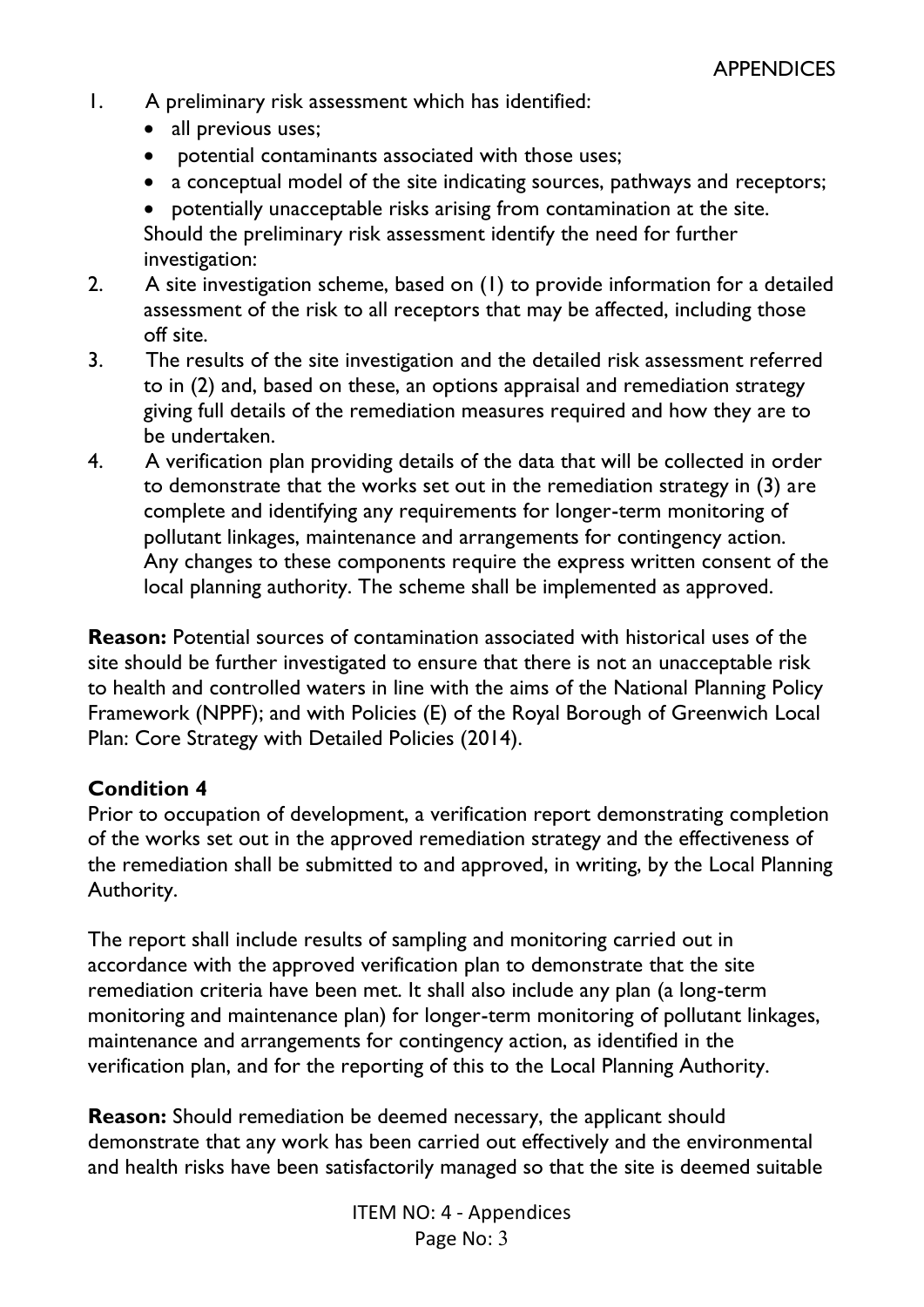1. A preliminary risk assessment which has identified:
   - all previous uses;
   - potential contaminants associated with those uses;
   - a conceptual model of the site indicating sources, pathways and receptors;
   - potentially unacceptable risks arising from contamination at the site.

   Should the preliminary risk assessment identify the need for further investigation:
2. A site investigation scheme, based on (1) to provide information for a detailed assessment of the risk to all receptors that may be affected, including those off site.
3. The results of the site investigation and the detailed risk assessment referred to in (2) and, based on these, an options appraisal and remediation strategy giving full details of the remediation measures required and how they are to be undertaken.
4. A verification plan providing details of the data that will be collected in order to demonstrate that the works set out in the remediation strategy in (3) are complete and identifying any requirements for longer-term monitoring of pollutant linkages, maintenance and arrangements for contingency action. Any changes to these components require the express written consent of the local planning authority. The scheme shall be implemented as approved.

**Reason:** Potential sources of contamination associated with historical uses of the site should be further investigated to ensure that there is not an unacceptable risk to health and controlled waters in line with the aims of the National Planning Policy Framework (NPPF); and with Policies (E) of the Royal Borough of Greenwich Local Plan: Core Strategy with Detailed Policies (2014).

**Condition 4**

Prior to occupation of development, a verification report demonstrating completion of the works set out in the approved remediation strategy and the effectiveness of the remediation shall be submitted to and approved, in writing, by the Local Planning Authority.

The report shall include results of sampling and monitoring carried out in accordance with the approved verification plan to demonstrate that the site remediation criteria have been met. It shall also include any plan (a long-term monitoring and maintenance plan) for longer-term monitoring of pollutant linkages, maintenance and arrangements for contingency action, as identified in the verification plan, and for the reporting of this to the Local Planning Authority.

**Reason:** Should remediation be deemed necessary, the applicant should demonstrate that any work has been carried out effectively and the environmental and health risks have been satisfactorily managed so that the site is deemed suitable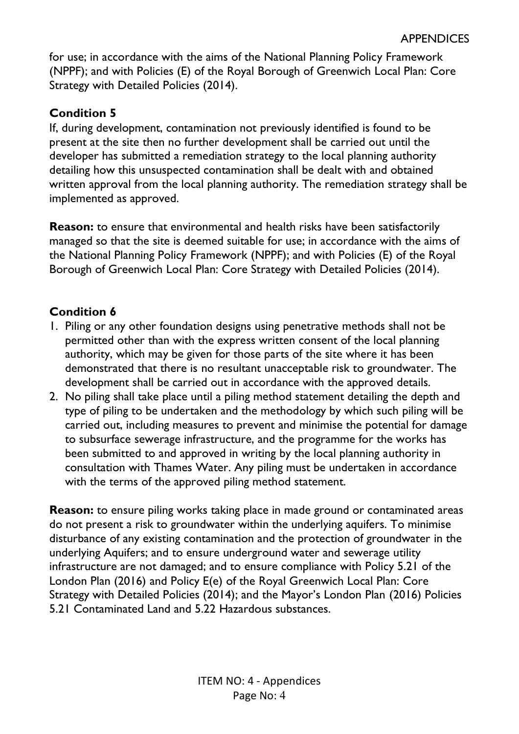for use; in accordance with the aims of the National Planning Policy Framework (NPPF); and with Policies (E) of the Royal Borough of Greenwich Local Plan: Core Strategy with Detailed Policies (2014).

**Condition 5**

If, during development, contamination not previously identified is found to be present at the site then no further development shall be carried out until the developer has submitted a remediation strategy to the local planning authority detailing how this unsuspected contamination shall be dealt with and obtained written approval from the local planning authority. The remediation strategy shall be implemented as approved.

**Reason:** to ensure that environmental and health risks have been satisfactorily managed so that the site is deemed suitable for use; in accordance with the aims of the National Planning Policy Framework (NPPF); and with Policies (E) of the Royal Borough of Greenwich Local Plan: Core Strategy with Detailed Policies (2014).

**Condition 6**

1. Piling or any other foundation designs using penetrative methods shall not be permitted other than with the express written consent of the local planning authority, which may be given for those parts of the site where it has been demonstrated that there is no resultant unacceptable risk to groundwater. The development shall be carried out in accordance with the approved details.
2. No piling shall take place until a piling method statement detailing the depth and type of piling to be undertaken and the methodology by which such piling will be carried out, including measures to prevent and minimise the potential for damage to subsurface sewerage infrastructure, and the programme for the works has been submitted to and approved in writing by the local planning authority in consultation with Thames Water. Any piling must be undertaken in accordance with the terms of the approved piling method statement.

**Reason:** to ensure piling works taking place in made ground or contaminated areas do not present a risk to groundwater within the underlying aquifers. To minimise disturbance of any existing contamination and the protection of groundwater in the underlying Aquifers; and to ensure underground water and sewerage utility infrastructure are not damaged; and to ensure compliance with Policy 5.21 of the London Plan (2016) and Policy E(e) of the Royal Greenwich Local Plan: Core Strategy with Detailed Policies (2014); and the Mayor's London Plan (2016) Policies 5.21 Contaminated Land and 5.22 Hazardous substances.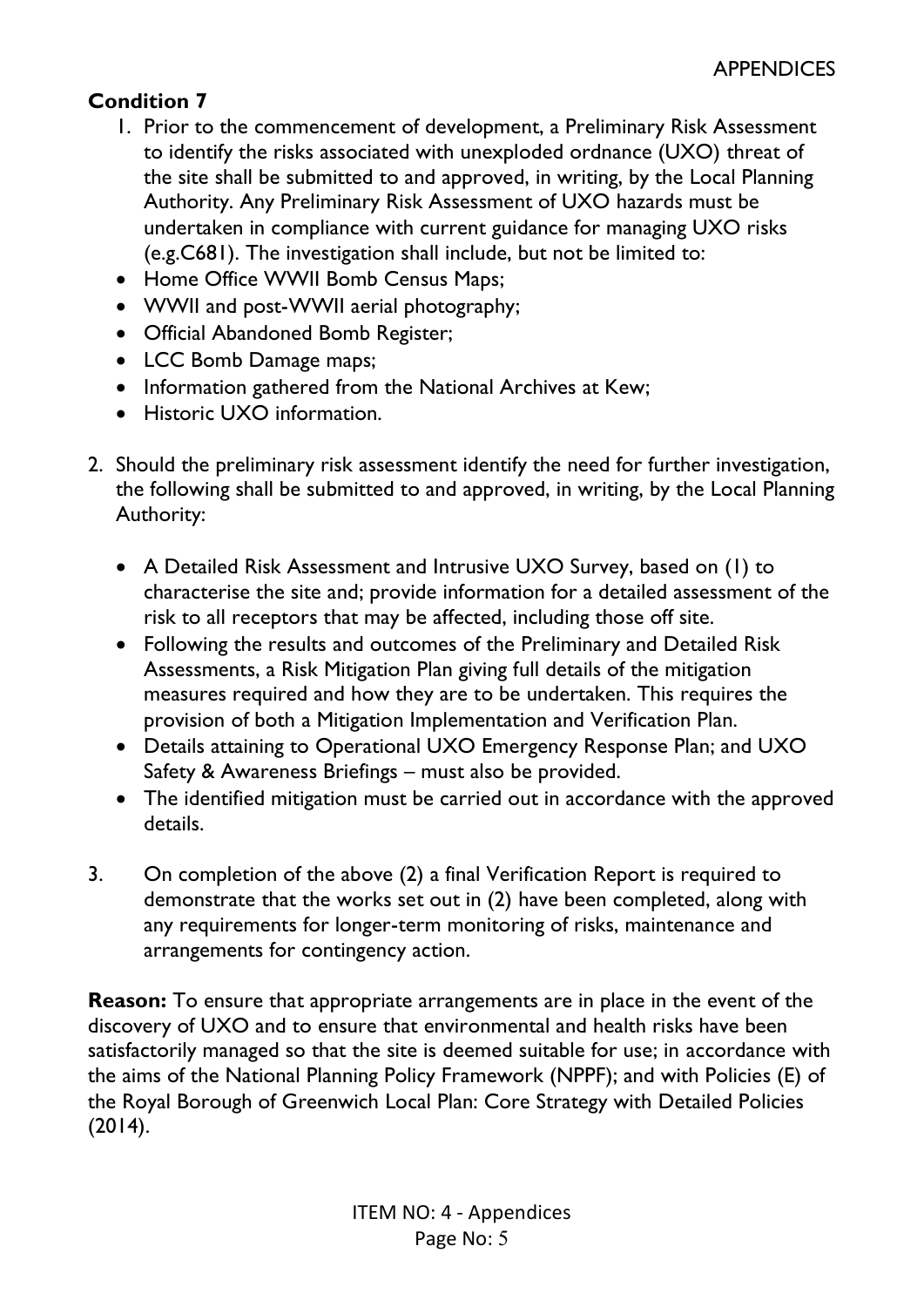**Condition 7**

1. Prior to the commencement of development, a Preliminary Risk Assessment to identify the risks associated with unexploded ordnance (UXO) threat of the site shall be submitted to and approved, in writing, by the Local Planning Authority. Any Preliminary Risk Assessment of UXO hazards must be undertaken in compliance with current guidance for managing UXO risks (e.g.C681). The investigation shall include, but not be limited to:

- Home Office WWII Bomb Census Maps;
- WWII and post-WWII aerial photography;
- Official Abandoned Bomb Register;
- LCC Bomb Damage maps;
- Information gathered from the National Archives at Kew;
- Historic UXO information.

2. Should the preliminary risk assessment identify the need for further investigation, the following shall be submitted to and approved, in writing, by the Local Planning Authority:

   - A Detailed Risk Assessment and Intrusive UXO Survey, based on (1) to characterise the site and; provide information for a detailed assessment of the risk to all receptors that may be affected, including those off site.
   - Following the results and outcomes of the Preliminary and Detailed Risk Assessments, a Risk Mitigation Plan giving full details of the mitigation measures required and how they are to be undertaken. This requires the provision of both a Mitigation Implementation and Verification Plan.
   - Details attaining to Operational UXO Emergency Response Plan; and UXO Safety & Awareness Briefings – must also be provided.
   - The identified mitigation must be carried out in accordance with the approved details.

3. On completion of the above (2) a final Verification Report is required to demonstrate that the works set out in (2) have been completed, along with any requirements for longer-term monitoring of risks, maintenance and arrangements for contingency action.

**Reason:** To ensure that appropriate arrangements are in place in the event of the discovery of UXO and to ensure that environmental and health risks have been satisfactorily managed so that the site is deemed suitable for use; in accordance with the aims of the National Planning Policy Framework (NPPF); and with Policies (E) of the Royal Borough of Greenwich Local Plan: Core Strategy with Detailed Policies (2014).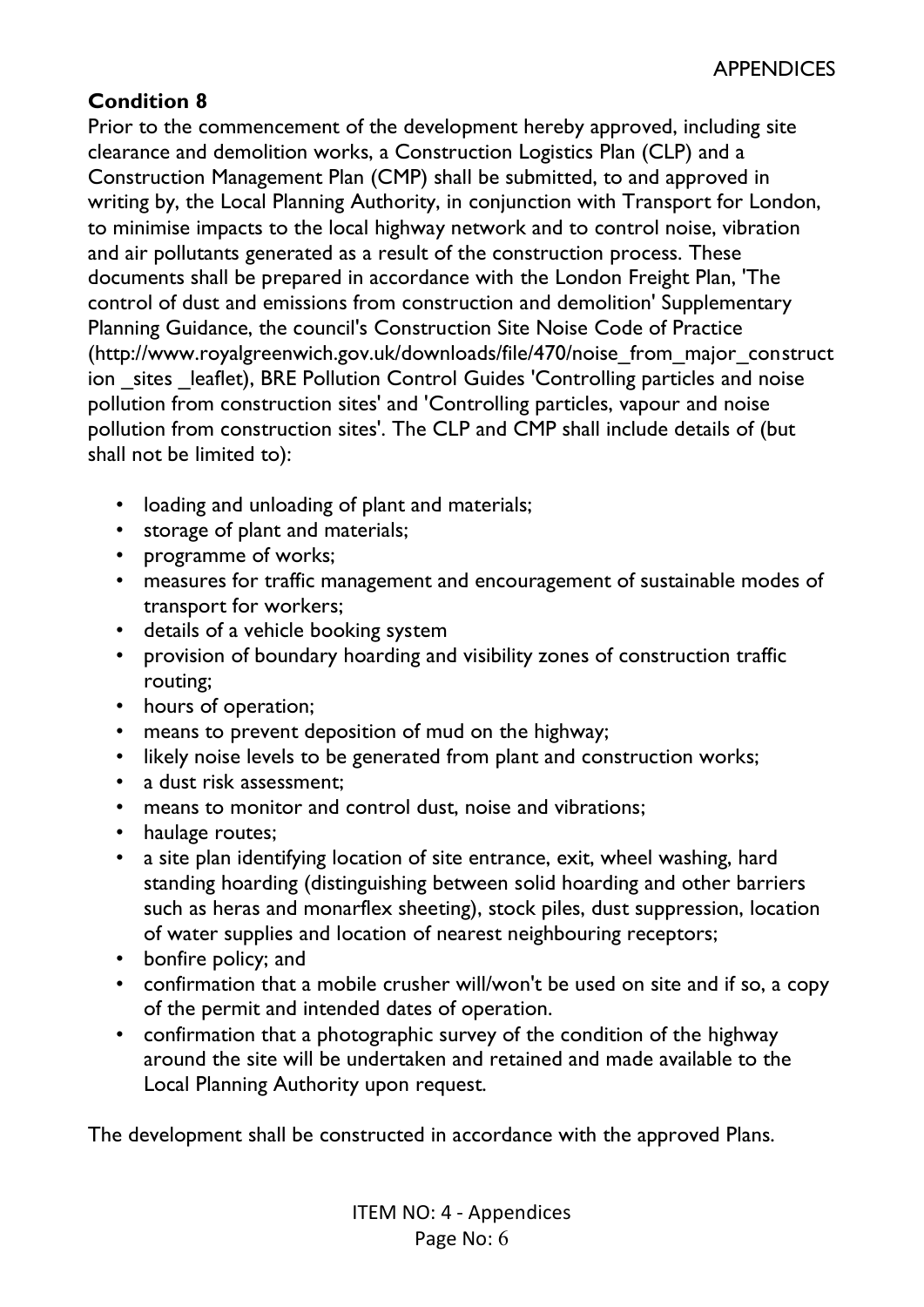## Condition 8

Prior to the commencement of the development hereby approved, including site clearance and demolition works, a Construction Logistics Plan (CLP) and a Construction Management Plan (CMP) shall be submitted, to and approved in writing by, the Local Planning Authority, in conjunction with Transport for London, to minimise impacts to the local highway network and to control noise, vibration and air pollutants generated as a result of the construction process. These documents shall be prepared in accordance with the London Freight Plan, 'The control of dust and emissions from construction and demolition' Supplementary Planning Guidance, the council's Construction Site Noise Code of Practice (http://www.royalgreenwich.gov.uk/downloads/file/470/noise_from_major_construction _sites _leaflet), BRE Pollution Control Guides 'Controlling particles and noise pollution from construction sites' and 'Controlling particles, vapour and noise pollution from construction sites'. The CLP and CMP shall include details of (but shall not be limited to):

- loading and unloading of plant and materials;
- storage of plant and materials;
- programme of works;
- measures for traffic management and encouragement of sustainable modes of transport for workers;
- details of a vehicle booking system
- provision of boundary hoarding and visibility zones of construction traffic routing;
- hours of operation;
- means to prevent deposition of mud on the highway;
- likely noise levels to be generated from plant and construction works;
- a dust risk assessment;
- means to monitor and control dust, noise and vibrations;
- haulage routes;
- a site plan identifying location of site entrance, exit, wheel washing, hard standing hoarding (distinguishing between solid hoarding and other barriers such as heras and monarflex sheeting), stock piles, dust suppression, location of water supplies and location of nearest neighbouring receptors;
- bonfire policy; and
- confirmation that a mobile crusher will/won't be used on site and if so, a copy of the permit and intended dates of operation.
- confirmation that a photographic survey of the condition of the highway around the site will be undertaken and retained and made available to the Local Planning Authority upon request.

The development shall be constructed in accordance with the approved Plans.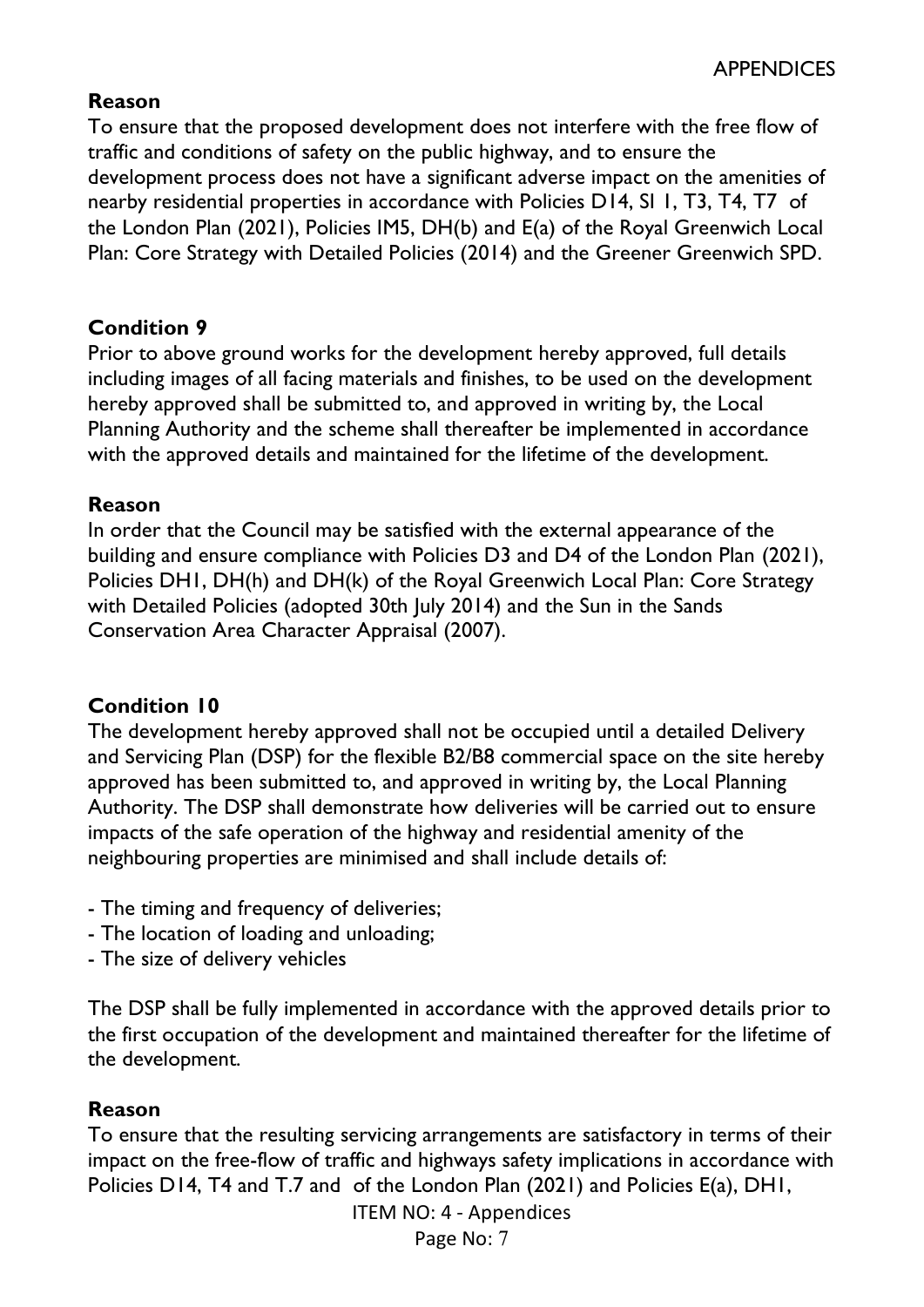**Reason**

To ensure that the proposed development does not interfere with the free flow of traffic and conditions of safety on the public highway, and to ensure the development process does not have a significant adverse impact on the amenities of nearby residential properties in accordance with Policies D14, SI 1, T3, T4, T7 of the London Plan (2021), Policies IM5, DH(b) and E(a) of the Royal Greenwich Local Plan: Core Strategy with Detailed Policies (2014) and the Greener Greenwich SPD.

**Condition 9**

Prior to above ground works for the development hereby approved, full details including images of all facing materials and finishes, to be used on the development hereby approved shall be submitted to, and approved in writing by, the Local Planning Authority and the scheme shall thereafter be implemented in accordance with the approved details and maintained for the lifetime of the development.

**Reason**

In order that the Council may be satisfied with the external appearance of the building and ensure compliance with Policies D3 and D4 of the London Plan (2021), Policies DH1, DH(h) and DH(k) of the Royal Greenwich Local Plan: Core Strategy with Detailed Policies (adopted 30th July 2014) and the Sun in the Sands Conservation Area Character Appraisal (2007).

**Condition 10**

The development hereby approved shall not be occupied until a detailed Delivery and Servicing Plan (DSP) for the flexible B2/B8 commercial space on the site hereby approved has been submitted to, and approved in writing by, the Local Planning Authority. The DSP shall demonstrate how deliveries will be carried out to ensure impacts of the safe operation of the highway and residential amenity of the neighbouring properties are minimised and shall include details of:

- The timing and frequency of deliveries;
- The location of loading and unloading;
- The size of delivery vehicles

The DSP shall be fully implemented in accordance with the approved details prior to the first occupation of the development and maintained thereafter for the lifetime of the development.

**Reason**

To ensure that the resulting servicing arrangements are satisfactory in terms of their impact on the free-flow of traffic and highways safety implications in accordance with Policies D14, T4 and T.7 and of the London Plan (2021) and Policies E(a), DH1,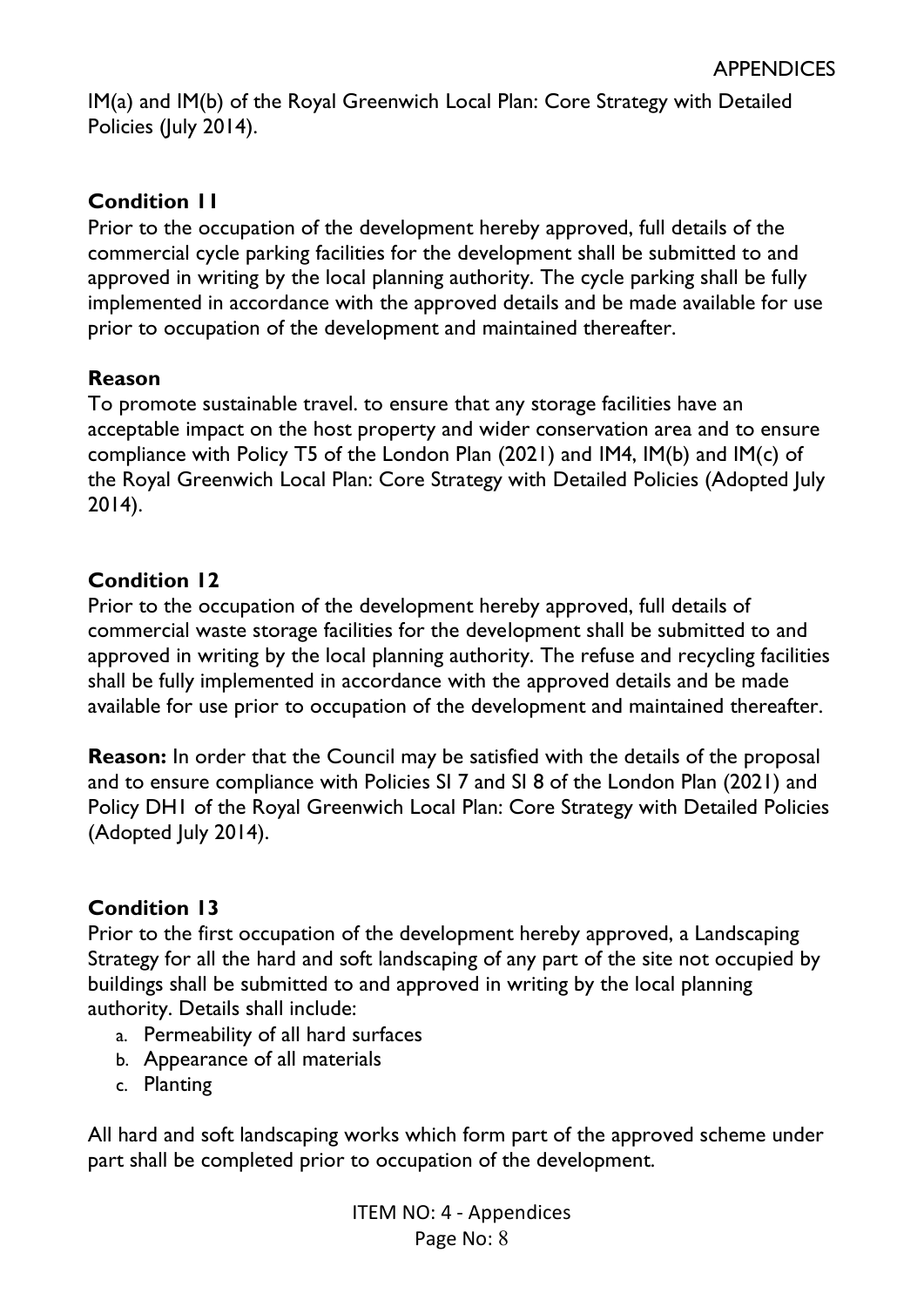IM(a) and IM(b) of the Royal Greenwich Local Plan: Core Strategy with Detailed Policies (July 2014).

**Condition 11**

Prior to the occupation of the development hereby approved, full details of the commercial cycle parking facilities for the development shall be submitted to and approved in writing by the local planning authority. The cycle parking shall be fully implemented in accordance with the approved details and be made available for use prior to occupation of the development and maintained thereafter.

**Reason**

To promote sustainable travel. to ensure that any storage facilities have an acceptable impact on the host property and wider conservation area and to ensure compliance with Policy T5 of the London Plan (2021) and IM4, IM(b) and IM(c) of the Royal Greenwich Local Plan: Core Strategy with Detailed Policies (Adopted July 2014).

**Condition 12**

Prior to the occupation of the development hereby approved, full details of commercial waste storage facilities for the development shall be submitted to and approved in writing by the local planning authority. The refuse and recycling facilities shall be fully implemented in accordance with the approved details and be made available for use prior to occupation of the development and maintained thereafter.

**Reason:** In order that the Council may be satisfied with the details of the proposal and to ensure compliance with Policies SI 7 and SI 8 of the London Plan (2021) and Policy DH1 of the Royal Greenwich Local Plan: Core Strategy with Detailed Policies (Adopted July 2014).

**Condition 13**

Prior to the first occupation of the development hereby approved, a Landscaping Strategy for all the hard and soft landscaping of any part of the site not occupied by buildings shall be submitted to and approved in writing by the local planning authority. Details shall include:

a. Permeability of all hard surfaces
b. Appearance of all materials
c. Planting

All hard and soft landscaping works which form part of the approved scheme under part shall be completed prior to occupation of the development.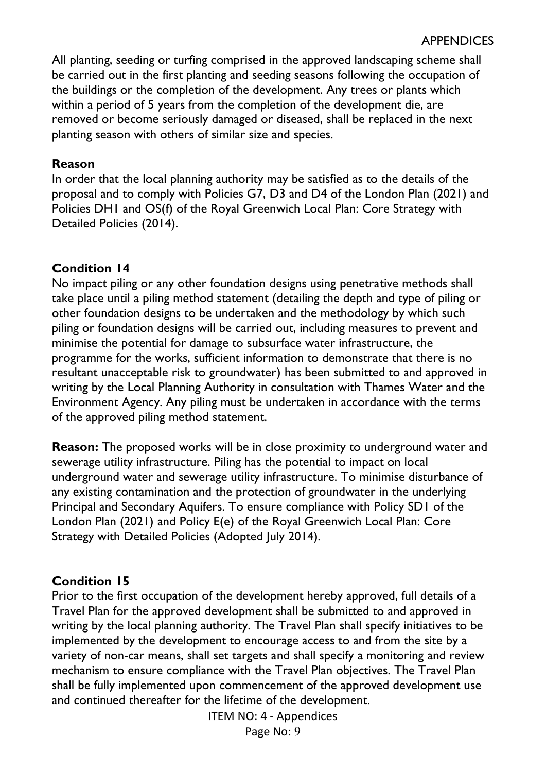All planting, seeding or turfing comprised in the approved landscaping scheme shall be carried out in the first planting and seeding seasons following the occupation of the buildings or the completion of the development. Any trees or plants which within a period of 5 years from the completion of the development die, are removed or become seriously damaged or diseased, shall be replaced in the next planting season with others of similar size and species.

**Reason**

In order that the local planning authority may be satisfied as to the details of the proposal and to comply with Policies G7, D3 and D4 of the London Plan (2021) and Policies DH1 and OS(f) of the Royal Greenwich Local Plan: Core Strategy with Detailed Policies (2014).

**Condition 14**

No impact piling or any other foundation designs using penetrative methods shall take place until a piling method statement (detailing the depth and type of piling or other foundation designs to be undertaken and the methodology by which such piling or foundation designs will be carried out, including measures to prevent and minimise the potential for damage to subsurface water infrastructure, the programme for the works, sufficient information to demonstrate that there is no resultant unacceptable risk to groundwater) has been submitted to and approved in writing by the Local Planning Authority in consultation with Thames Water and the Environment Agency. Any piling must be undertaken in accordance with the terms of the approved piling method statement.

**Reason:** The proposed works will be in close proximity to underground water and sewerage utility infrastructure. Piling has the potential to impact on local underground water and sewerage utility infrastructure. To minimise disturbance of any existing contamination and the protection of groundwater in the underlying Principal and Secondary Aquifers. To ensure compliance with Policy SD1 of the London Plan (2021) and Policy E(e) of the Royal Greenwich Local Plan: Core Strategy with Detailed Policies (Adopted July 2014).

**Condition 15**

Prior to the first occupation of the development hereby approved, full details of a Travel Plan for the approved development shall be submitted to and approved in writing by the local planning authority. The Travel Plan shall specify initiatives to be implemented by the development to encourage access to and from the site by a variety of non-car means, shall set targets and shall specify a monitoring and review mechanism to ensure compliance with the Travel Plan objectives. The Travel Plan shall be fully implemented upon commencement of the approved development use and continued thereafter for the lifetime of the development.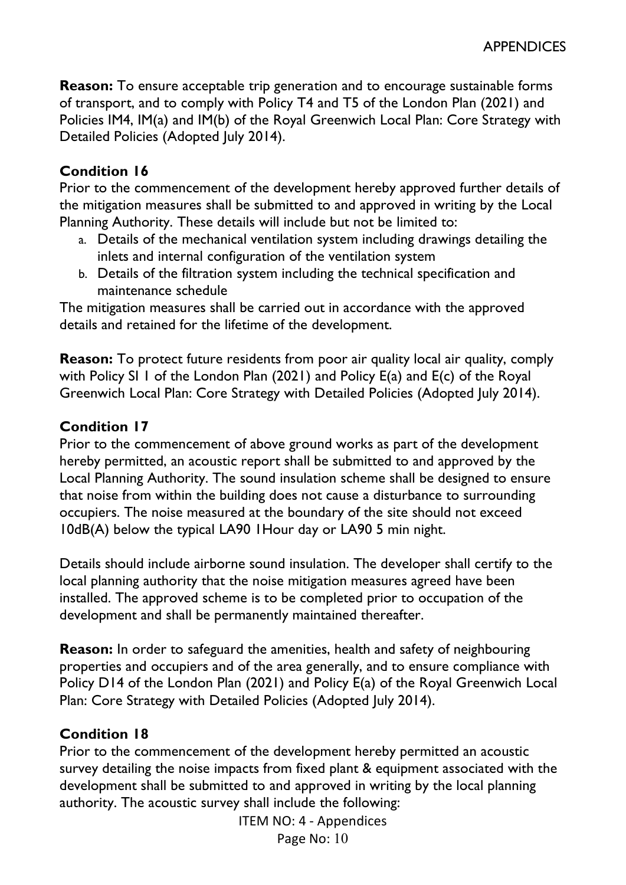**Reason:** To ensure acceptable trip generation and to encourage sustainable forms of transport, and to comply with Policy T4 and T5 of the London Plan (2021) and Policies IM4, IM(a) and IM(b) of the Royal Greenwich Local Plan: Core Strategy with Detailed Policies (Adopted July 2014).

**Condition 16**

Prior to the commencement of the development hereby approved further details of the mitigation measures shall be submitted to and approved in writing by the Local Planning Authority. These details will include but not be limited to:

a. Details of the mechanical ventilation system including drawings detailing the inlets and internal configuration of the ventilation system
b. Details of the filtration system including the technical specification and maintenance schedule

The mitigation measures shall be carried out in accordance with the approved details and retained for the lifetime of the development.

**Reason:** To protect future residents from poor air quality local air quality, comply with Policy SI 1 of the London Plan (2021) and Policy E(a) and E(c) of the Royal Greenwich Local Plan: Core Strategy with Detailed Policies (Adopted July 2014).

**Condition 17**

Prior to the commencement of above ground works as part of the development hereby permitted, an acoustic report shall be submitted to and approved by the Local Planning Authority. The sound insulation scheme shall be designed to ensure that noise from within the building does not cause a disturbance to surrounding occupiers. The noise measured at the boundary of the site should not exceed 10dB(A) below the typical LA90 1Hour day or LA90 5 min night.

Details should include airborne sound insulation. The developer shall certify to the local planning authority that the noise mitigation measures agreed have been installed. The approved scheme is to be completed prior to occupation of the development and shall be permanently maintained thereafter.

**Reason:** In order to safeguard the amenities, health and safety of neighbouring properties and occupiers and of the area generally, and to ensure compliance with Policy D14 of the London Plan (2021) and Policy E(a) of the Royal Greenwich Local Plan: Core Strategy with Detailed Policies (Adopted July 2014).

**Condition 18**

Prior to the commencement of the development hereby permitted an acoustic survey detailing the noise impacts from fixed plant & equipment associated with the development shall be submitted to and approved in writing by the local planning authority. The acoustic survey shall include the following: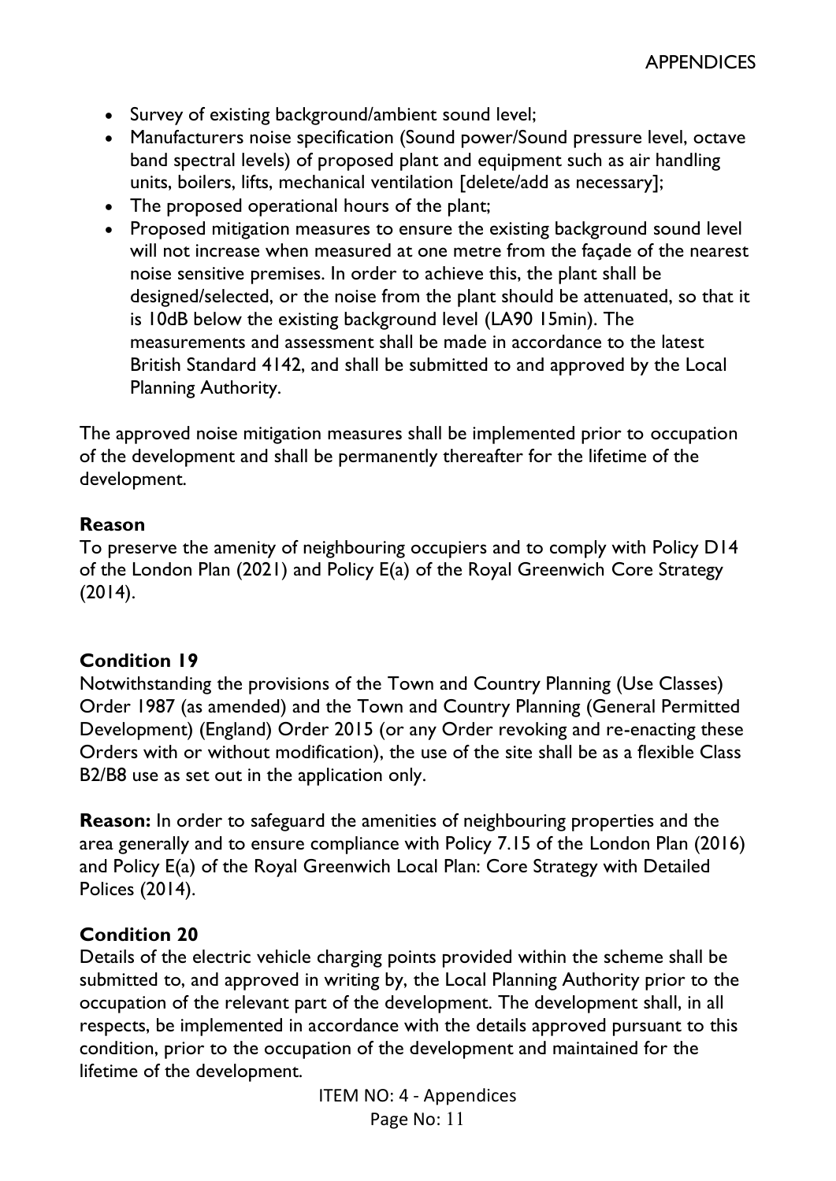- Survey of existing background/ambient sound level;
- Manufacturers noise specification (Sound power/Sound pressure level, octave band spectral levels) of proposed plant and equipment such as air handling units, boilers, lifts, mechanical ventilation [delete/add as necessary];
- The proposed operational hours of the plant;
- Proposed mitigation measures to ensure the existing background sound level will not increase when measured at one metre from the façade of the nearest noise sensitive premises. In order to achieve this, the plant shall be designed/selected, or the noise from the plant should be attenuated, so that it is 10dB below the existing background level (LA90 15min). The measurements and assessment shall be made in accordance to the latest British Standard 4142, and shall be submitted to and approved by the Local Planning Authority.

The approved noise mitigation measures shall be implemented prior to occupation of the development and shall be permanently thereafter for the lifetime of the development.

**Reason**

To preserve the amenity of neighbouring occupiers and to comply with Policy D14 of the London Plan (2021) and Policy E(a) of the Royal Greenwich Core Strategy (2014).

**Condition 19**

Notwithstanding the provisions of the Town and Country Planning (Use Classes) Order 1987 (as amended) and the Town and Country Planning (General Permitted Development) (England) Order 2015 (or any Order revoking and re-enacting these Orders with or without modification), the use of the site shall be as a flexible Class B2/B8 use as set out in the application only.

**Reason:** In order to safeguard the amenities of neighbouring properties and the area generally and to ensure compliance with Policy 7.15 of the London Plan (2016) and Policy E(a) of the Royal Greenwich Local Plan: Core Strategy with Detailed Polices (2014).

**Condition 20**

Details of the electric vehicle charging points provided within the scheme shall be submitted to, and approved in writing by, the Local Planning Authority prior to the occupation of the relevant part of the development. The development shall, in all respects, be implemented in accordance with the details approved pursuant to this condition, prior to the occupation of the development and maintained for the lifetime of the development.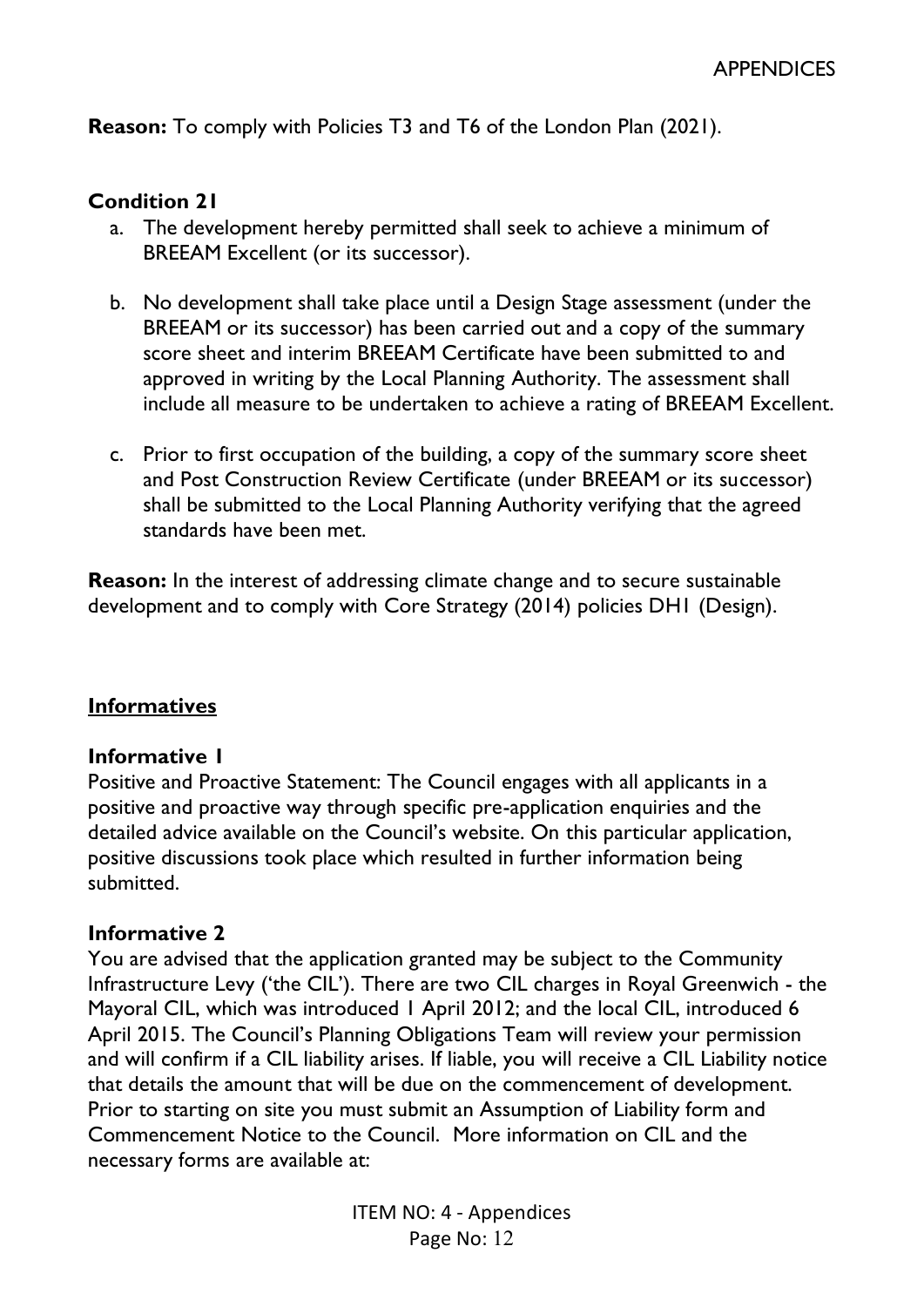**Reason:** To comply with Policies T3 and T6 of the London Plan (2021).

### Condition 21

a. The development hereby permitted shall seek to achieve a minimum of BREEAM Excellent (or its successor).

b. No development shall take place until a Design Stage assessment (under the BREEAM or its successor) has been carried out and a copy of the summary score sheet and interim BREEAM Certificate have been submitted to and approved in writing by the Local Planning Authority. The assessment shall include all measure to be undertaken to achieve a rating of BREEAM Excellent.

c. Prior to first occupation of the building, a copy of the summary score sheet and Post Construction Review Certificate (under BREEAM or its successor) shall be submitted to the Local Planning Authority verifying that the agreed standards have been met.

**Reason:** In the interest of addressing climate change and to secure sustainable development and to comply with Core Strategy (2014) policies DH1 (Design).

## Informatives

### Informative 1

Positive and Proactive Statement: The Council engages with all applicants in a positive and proactive way through specific pre-application enquiries and the detailed advice available on the Council's website. On this particular application, positive discussions took place which resulted in further information being submitted.

### Informative 2

You are advised that the application granted may be subject to the Community Infrastructure Levy ('the CIL'). There are two CIL charges in Royal Greenwich - the Mayoral CIL, which was introduced 1 April 2012; and the local CIL, introduced 6 April 2015. The Council's Planning Obligations Team will review your permission and will confirm if a CIL liability arises. If liable, you will receive a CIL Liability notice that details the amount that will be due on the commencement of development. Prior to starting on site you must submit an Assumption of Liability form and Commencement Notice to the Council. More information on CIL and the necessary forms are available at: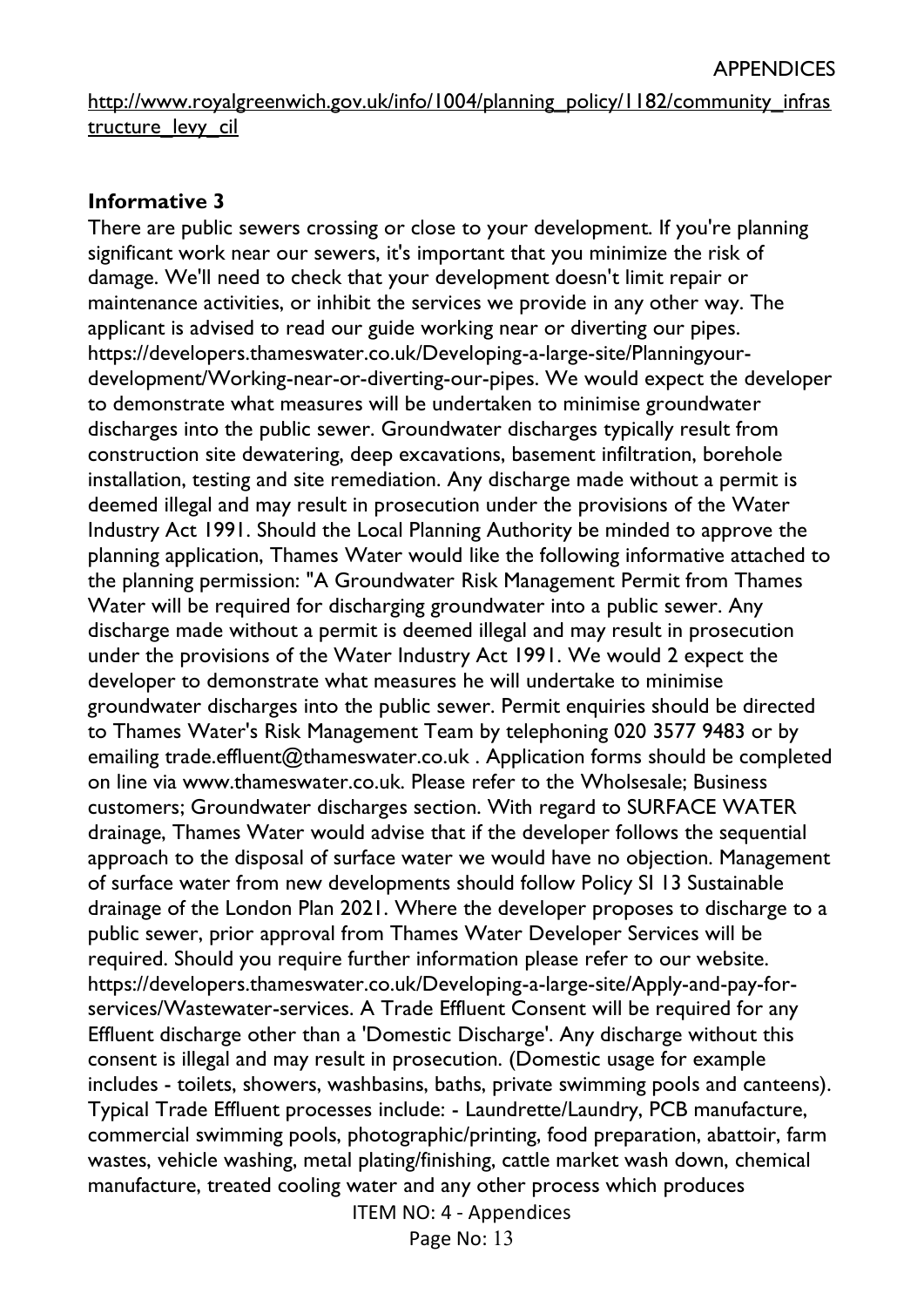http://www.royalgreenwich.gov.uk/info/1004/planning_policy/1182/community_infrastructure_levy_cil

### Informative 3

There are public sewers crossing or close to your development. If you're planning significant work near our sewers, it's important that you minimize the risk of damage. We'll need to check that your development doesn't limit repair or maintenance activities, or inhibit the services we provide in any other way. The applicant is advised to read our guide working near or diverting our pipes. https://developers.thameswater.co.uk/Developing-a-large-site/Planningyour-development/Working-near-or-diverting-our-pipes. We would expect the developer to demonstrate what measures will be undertaken to minimise groundwater discharges into the public sewer. Groundwater discharges typically result from construction site dewatering, deep excavations, basement infiltration, borehole installation, testing and site remediation. Any discharge made without a permit is deemed illegal and may result in prosecution under the provisions of the Water Industry Act 1991. Should the Local Planning Authority be minded to approve the planning application, Thames Water would like the following informative attached to the planning permission: "A Groundwater Risk Management Permit from Thames Water will be required for discharging groundwater into a public sewer. Any discharge made without a permit is deemed illegal and may result in prosecution under the provisions of the Water Industry Act 1991. We would 2 expect the developer to demonstrate what measures he will undertake to minimise groundwater discharges into the public sewer. Permit enquiries should be directed to Thames Water's Risk Management Team by telephoning 020 3577 9483 or by emailing trade.effluent@thameswater.co.uk . Application forms should be completed on line via www.thameswater.co.uk. Please refer to the Wholsesale; Business customers; Groundwater discharges section. With regard to SURFACE WATER drainage, Thames Water would advise that if the developer follows the sequential approach to the disposal of surface water we would have no objection. Management of surface water from new developments should follow Policy SI 13 Sustainable drainage of the London Plan 2021. Where the developer proposes to discharge to a public sewer, prior approval from Thames Water Developer Services will be required. Should you require further information please refer to our website. https://developers.thameswater.co.uk/Developing-a-large-site/Apply-and-pay-for-services/Wastewater-services. A Trade Effluent Consent will be required for any Effluent discharge other than a 'Domestic Discharge'. Any discharge without this consent is illegal and may result in prosecution. (Domestic usage for example includes - toilets, showers, washbasins, baths, private swimming pools and canteens). Typical Trade Effluent processes include: - Laundrette/Laundry, PCB manufacture, commercial swimming pools, photographic/printing, food preparation, abattoir, farm wastes, vehicle washing, metal plating/finishing, cattle market wash down, chemical manufacture, treated cooling water and any other process which produces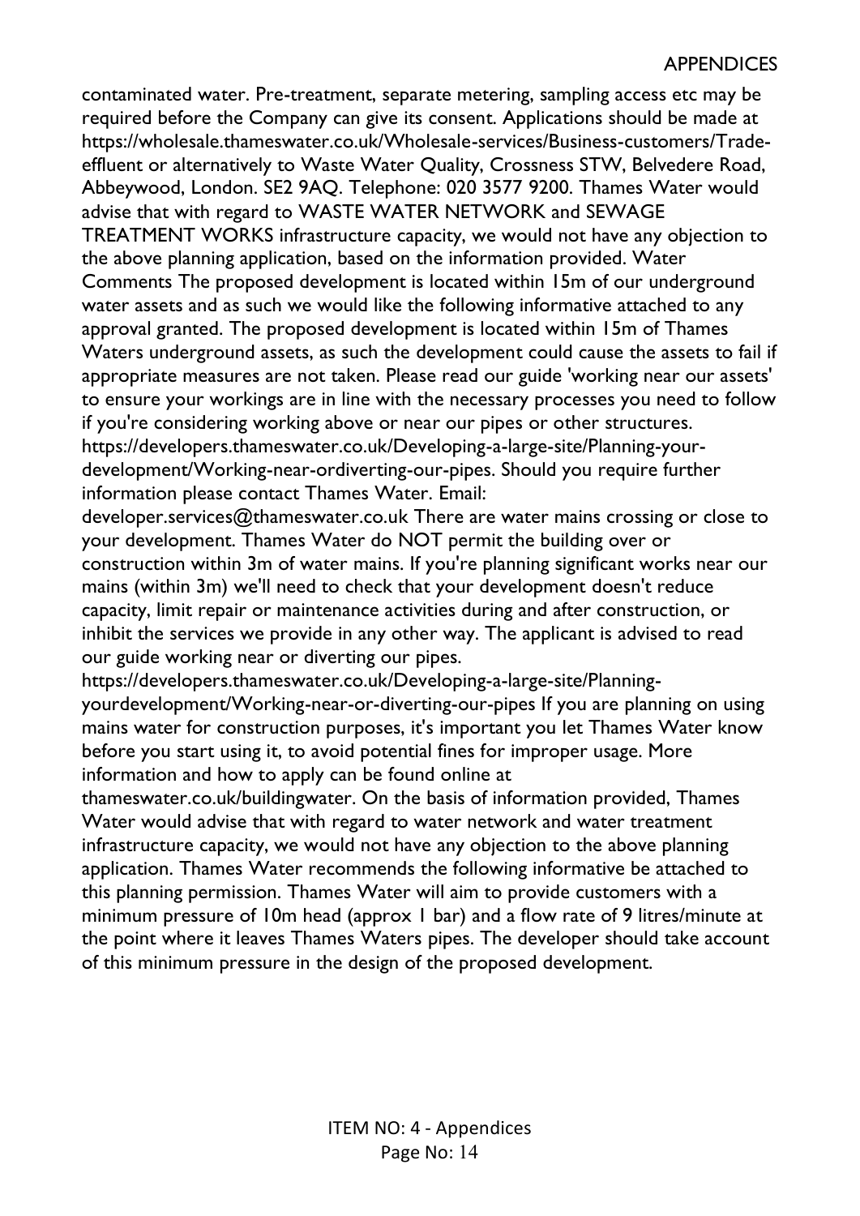contaminated water. Pre-treatment, separate metering, sampling access etc may be required before the Company can give its consent. Applications should be made at https://wholesale.thameswater.co.uk/Wholesale-services/Business-customers/Trade-effluent or alternatively to Waste Water Quality, Crossness STW, Belvedere Road, Abbeywood, London. SE2 9AQ. Telephone: 020 3577 9200. Thames Water would advise that with regard to WASTE WATER NETWORK and SEWAGE TREATMENT WORKS infrastructure capacity, we would not have any objection to the above planning application, based on the information provided. Water Comments The proposed development is located within 15m of our underground water assets and as such we would like the following informative attached to any approval granted. The proposed development is located within 15m of Thames Waters underground assets, as such the development could cause the assets to fail if appropriate measures are not taken. Please read our guide 'working near our assets' to ensure your workings are in line with the necessary processes you need to follow if you're considering working above or near our pipes or other structures. https://developers.thameswater.co.uk/Developing-a-large-site/Planning-your-development/Working-near-ordiverting-our-pipes. Should you require further information please contact Thames Water. Email: developer.services@thameswater.co.uk There are water mains crossing or close to your development. Thames Water do NOT permit the building over or construction within 3m of water mains. If you're planning significant works near our mains (within 3m) we'll need to check that your development doesn't reduce capacity, limit repair or maintenance activities during and after construction, or inhibit the services we provide in any other way. The applicant is advised to read our guide working near or diverting our pipes. https://developers.thameswater.co.uk/Developing-a-large-site/Planning-yourdevelopment/Working-near-or-diverting-our-pipes If you are planning on using mains water for construction purposes, it's important you let Thames Water know before you start using it, to avoid potential fines for improper usage. More information and how to apply can be found online at thameswater.co.uk/buildingwater. On the basis of information provided, Thames Water would advise that with regard to water network and water treatment infrastructure capacity, we would not have any objection to the above planning application. Thames Water recommends the following informative be attached to this planning permission. Thames Water will aim to provide customers with a minimum pressure of 10m head (approx 1 bar) and a flow rate of 9 litres/minute at the point where it leaves Thames Waters pipes. The developer should take account of this minimum pressure in the design of the proposed development.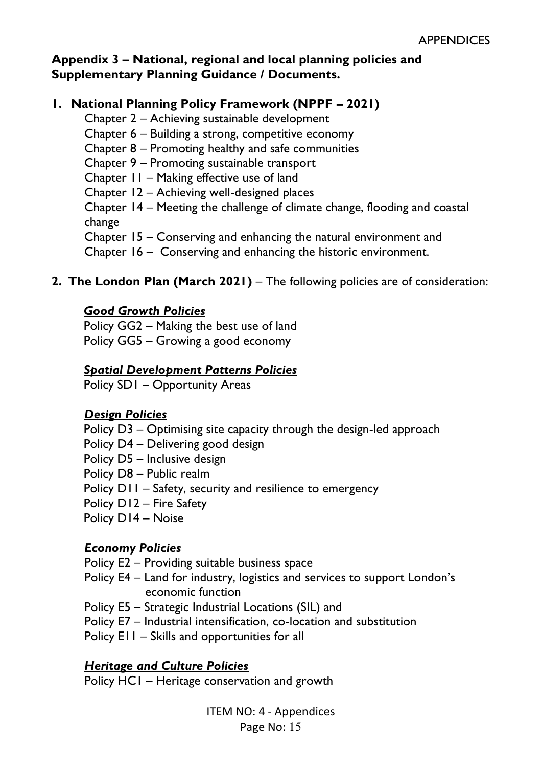**Appendix 3 – National, regional and local planning policies and Supplementary Planning Guidance / Documents.**

1. **National Planning Policy Framework (NPPF – 2021)**

   Chapter 2 – Achieving sustainable development
   Chapter 6 – Building a strong, competitive economy
   Chapter 8 – Promoting healthy and safe communities
   Chapter 9 – Promoting sustainable transport
   Chapter 11 – Making effective use of land
   Chapter 12 – Achieving well-designed places
   Chapter 14 – Meeting the challenge of climate change, flooding and coastal change
   Chapter 15 – Conserving and enhancing the natural environment and
   Chapter 16 – Conserving and enhancing the historic environment.

2. **The London Plan (March 2021)** – The following policies are of consideration:

   ***Good Growth Policies***
   Policy GG2 – Making the best use of land
   Policy GG5 – Growing a good economy

   ***Spatial Development Patterns Policies***
   Policy SD1 – Opportunity Areas

   ***Design Policies***
   Policy D3 – Optimising site capacity through the design-led approach
   Policy D4 – Delivering good design
   Policy D5 – Inclusive design
   Policy D8 – Public realm
   Policy D11 – Safety, security and resilience to emergency
   Policy D12 – Fire Safety
   Policy D14 – Noise

   ***Economy Policies***
   Policy E2 – Providing suitable business space
   Policy E4 – Land for industry, logistics and services to support London's economic function
   Policy E5 – Strategic Industrial Locations (SIL) and
   Policy E7 – Industrial intensification, co-location and substitution
   Policy E11 – Skills and opportunities for all

   ***Heritage and Culture Policies***
   Policy HC1 – Heritage conservation and growth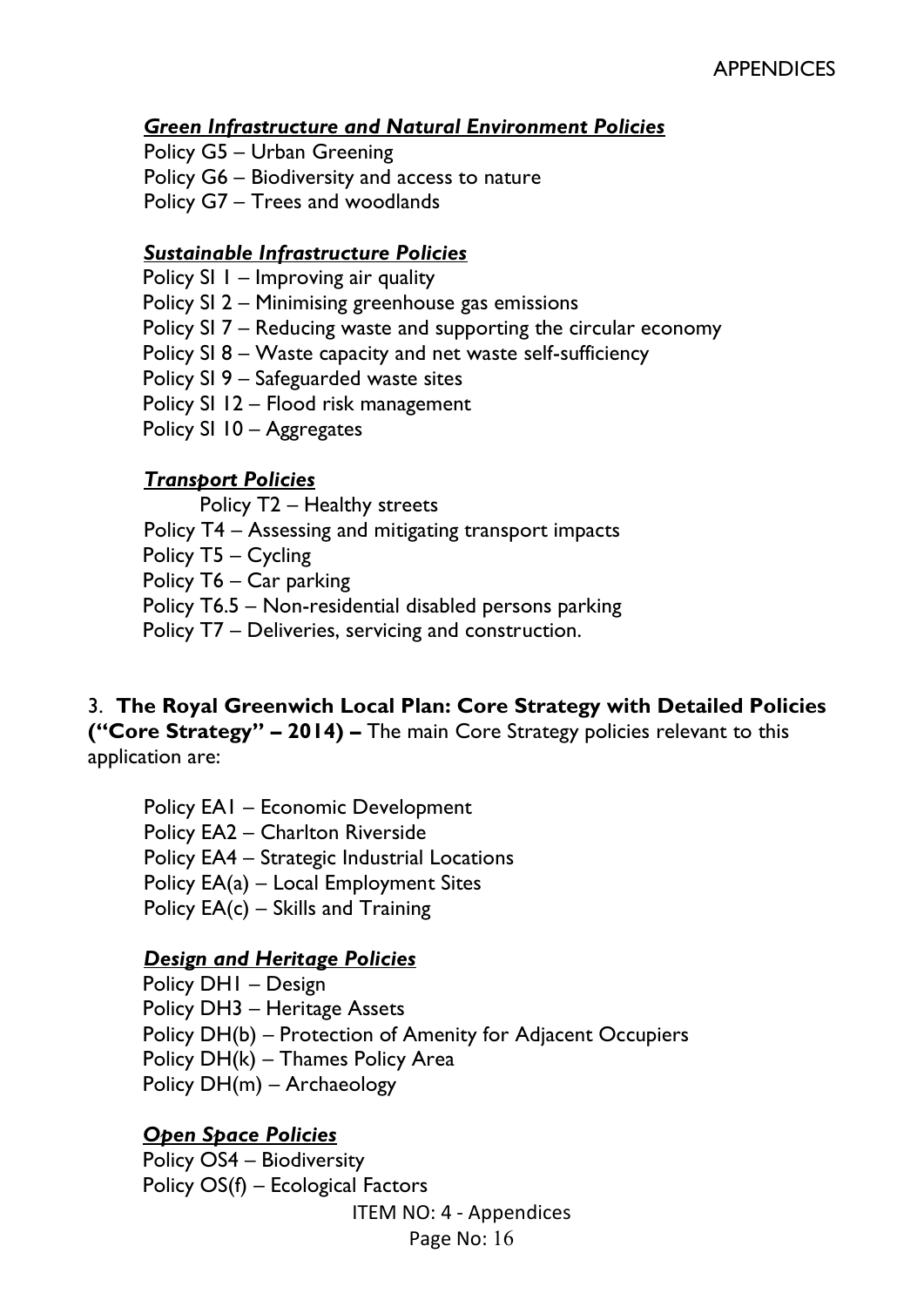***Green Infrastructure and Natural Environment Policies***

Policy G5 – Urban Greening
Policy G6 – Biodiversity and access to nature
Policy G7 – Trees and woodlands

***Sustainable Infrastructure Policies***

Policy SI 1 – Improving air quality
Policy SI 2 – Minimising greenhouse gas emissions
Policy SI 7 – Reducing waste and supporting the circular economy
Policy SI 8 – Waste capacity and net waste self-sufficiency
Policy SI 9 – Safeguarded waste sites
Policy SI 12 – Flood risk management
Policy SI 10 – Aggregates

***Transport Policies***

Policy T2 – Healthy streets
Policy T4 – Assessing and mitigating transport impacts
Policy T5 – Cycling
Policy T6 – Car parking
Policy T6.5 – Non-residential disabled persons parking
Policy T7 – Deliveries, servicing and construction.

3. **The Royal Greenwich Local Plan: Core Strategy with Detailed Policies ("Core Strategy" – 2014) –** The main Core Strategy policies relevant to this application are:

Policy EA1 – Economic Development
Policy EA2 – Charlton Riverside
Policy EA4 – Strategic Industrial Locations
Policy EA(a) – Local Employment Sites
Policy EA(c) – Skills and Training

***Design and Heritage Policies***

Policy DH1 – Design
Policy DH3 – Heritage Assets
Policy DH(b) – Protection of Amenity for Adjacent Occupiers
Policy DH(k) – Thames Policy Area
Policy DH(m) – Archaeology

***Open Space Policies***

Policy OS4 – Biodiversity
Policy OS(f) – Ecological Factors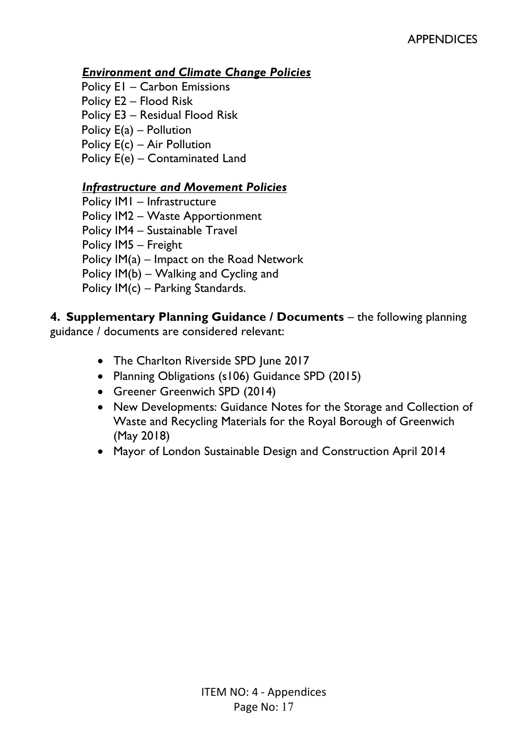***Environment and Climate Change Policies***

Policy E1 – Carbon Emissions
Policy E2 – Flood Risk
Policy E3 – Residual Flood Risk
Policy E(a) – Pollution
Policy E(c) – Air Pollution
Policy E(e) – Contaminated Land

***Infrastructure and Movement Policies***

Policy IM1 – Infrastructure
Policy IM2 – Waste Apportionment
Policy IM4 – Sustainable Travel
Policy IM5 – Freight
Policy IM(a) – Impact on the Road Network
Policy IM(b) – Walking and Cycling and
Policy IM(c) – Parking Standards.

**4. Supplementary Planning Guidance / Documents** – the following planning guidance / documents are considered relevant:

- The Charlton Riverside SPD June 2017
- Planning Obligations (s106) Guidance SPD (2015)
- Greener Greenwich SPD (2014)
- New Developments: Guidance Notes for the Storage and Collection of Waste and Recycling Materials for the Royal Borough of Greenwich (May 2018)
- Mayor of London Sustainable Design and Construction April 2014